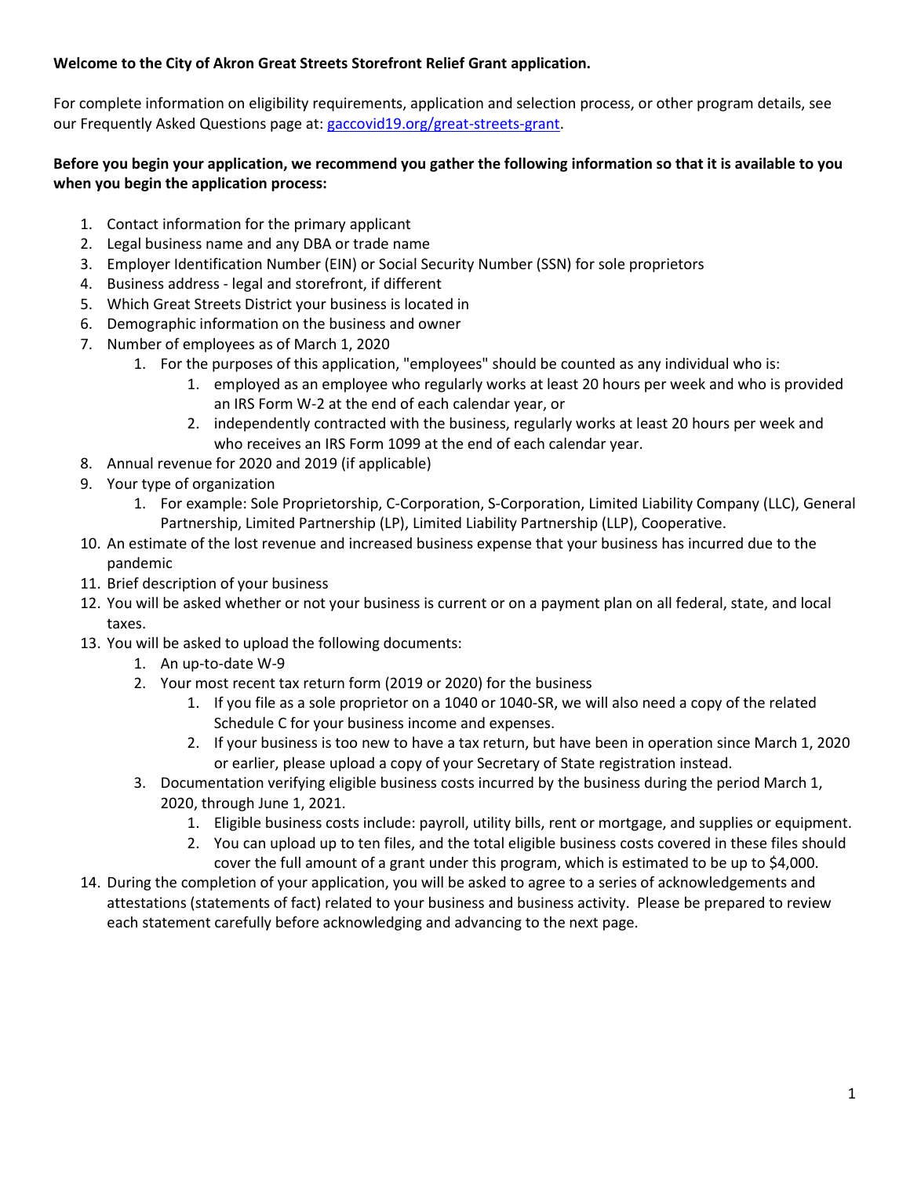**Welcome to the City of Akron Great Streets Storefront Relief Grant application.**

For complete information on eligibility requirements, application and selection process, or other program details, see our Frequently Asked Questions page at: [gaccovid19.org/great-streets-grant](gaccovid19.org/great-streets-grant).

**Before you begin your application, we recommend you gather the following information so that it is available to you when you begin the application process:**

1. Contact information for the primary applicant
2. Legal business name and any DBA or trade name
3. Employer Identification Number (EIN) or Social Security Number (SSN) for sole proprietors
4. Business address - legal and storefront, if different
5. Which Great Streets District your business is located in
6. Demographic information on the business and owner
7. Number of employees as of March 1, 2020
    1. For the purposes of this application, "employees" should be counted as any individual who is:
        1. employed as an employee who regularly works at least 20 hours per week and who is provided an IRS Form W-2 at the end of each calendar year, or
        2. independently contracted with the business, regularly works at least 20 hours per week and who receives an IRS Form 1099 at the end of each calendar year.
8. Annual revenue for 2020 and 2019 (if applicable)
9. Your type of organization
    1. For example: Sole Proprietorship, C-Corporation, S-Corporation, Limited Liability Company (LLC), General Partnership, Limited Partnership (LP), Limited Liability Partnership (LLP), Cooperative.
10. An estimate of the lost revenue and increased business expense that your business has incurred due to the pandemic
11. Brief description of your business
12. You will be asked whether or not your business is current or on a payment plan on all federal, state, and local taxes.
13. You will be asked to upload the following documents:
    1. An up-to-date W-9
    2. Your most recent tax return form (2019 or 2020) for the business
        1. If you file as a sole proprietor on a 1040 or 1040-SR, we will also need a copy of the related Schedule C for your business income and expenses.
        2. If your business is too new to have a tax return, but have been in operation since March 1, 2020 or earlier, please upload a copy of your Secretary of State registration instead.
    3. Documentation verifying eligible business costs incurred by the business during the period March 1, 2020, through June 1, 2021.
        1. Eligible business costs include: payroll, utility bills, rent or mortgage, and supplies or equipment.
        2. You can upload up to ten files, and the total eligible business costs covered in these files should cover the full amount of a grant under this program, which is estimated to be up to $4,000.
14. During the completion of your application, you will be asked to agree to a series of acknowledgements and attestations (statements of fact) related to your business and business activity. Please be prepared to review each statement carefully before acknowledging and advancing to the next page.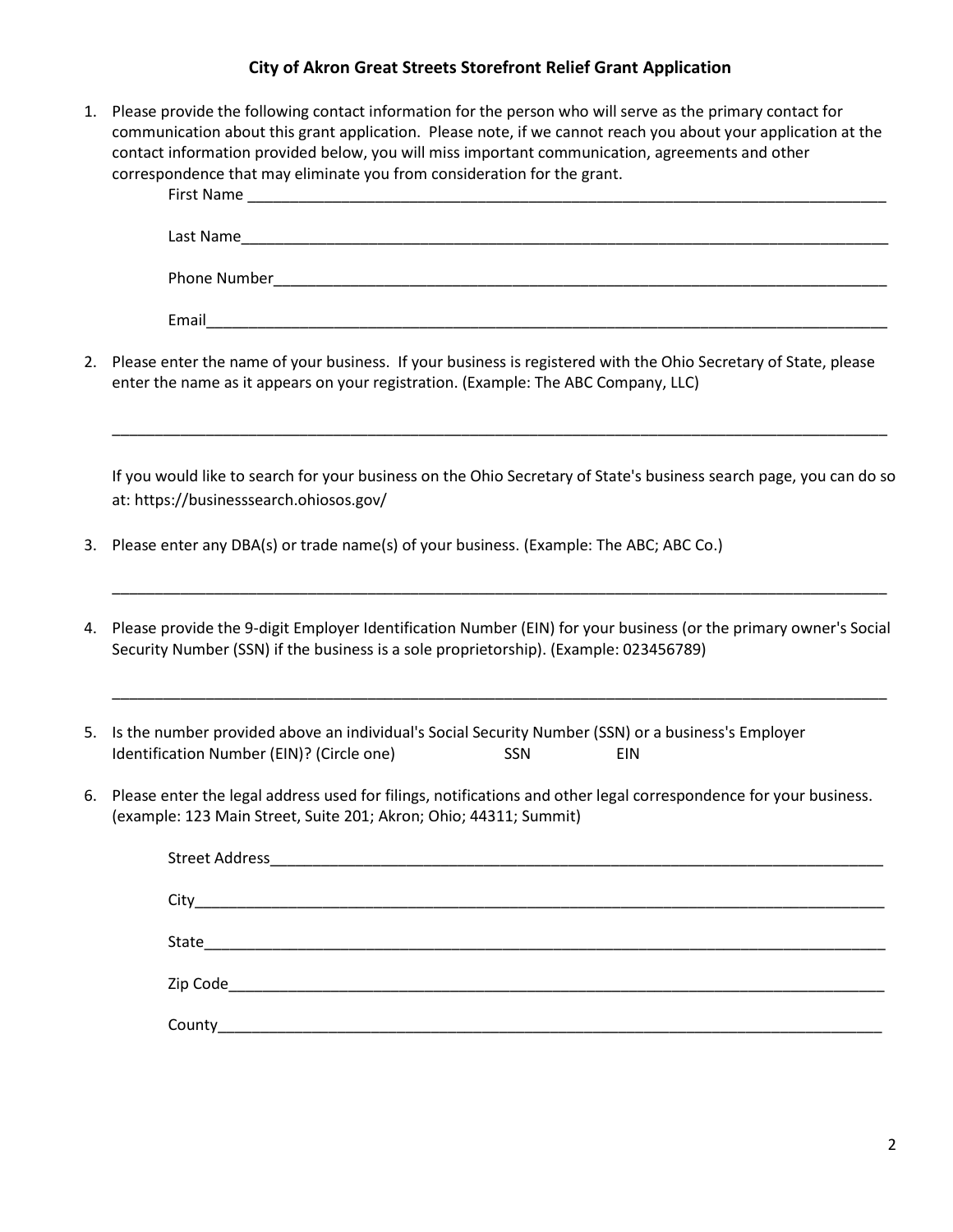# City of Akron Great Streets Storefront Relief Grant Application

1. Please provide the following contact information for the person who will serve as the primary contact for communication about this grant application. Please note, if we cannot reach you about your application at the contact information provided below, you will miss important communication, agreements and other correspondence that may eliminate you from consideration for the grant.

   First Name ______________________________________________________________

   Last Name______________________________________________________________

   Phone Number____________________________________________________________

   Email__________________________________________________________________

2. Please enter the name of your business. If your business is registered with the Ohio Secretary of State, please enter the name as it appears on your registration. (Example: The ABC Company, LLC)

   ______________________________________________________________________________

   If you would like to search for your business on the Ohio Secretary of State's business search page, you can do so at: https://businesssearch.ohiosos.gov/

3. Please enter any DBA(s) or trade name(s) of your business. (Example: The ABC; ABC Co.)

   ______________________________________________________________________________

4. Please provide the 9-digit Employer Identification Number (EIN) for your business (or the primary owner's Social Security Number (SSN) if the business is a sole proprietorship). (Example: 023456789)

   ______________________________________________________________________________

5. Is the number provided above an individual's Social Security Number (SSN) or a business's Employer Identification Number (EIN)? (Circle one) SSN EIN

6. Please enter the legal address used for filings, notifications and other legal correspondence for your business. (example: 123 Main Street, Suite 201; Akron; Ohio; 44311; Summit)

   Street Address___________________________________________________________

   City___________________________________________________________________

   State__________________________________________________________________

   Zip Code_______________________________________________________________

   County_________________________________________________________________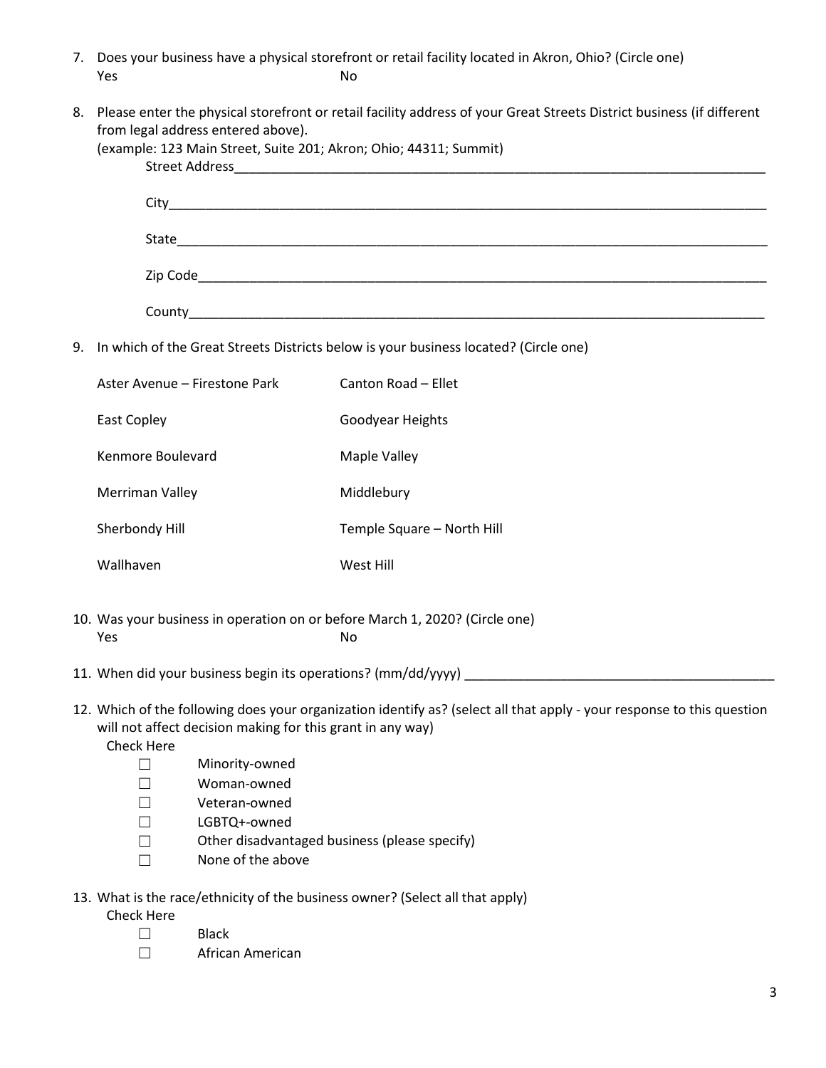7. Does your business have a physical storefront or retail facility located in Akron, Ohio? (Circle one)

   Yes No

8. Please enter the physical storefront or retail facility address of your Great Streets District business (if different from legal address entered above).
   (example: 123 Main Street, Suite 201; Akron; Ohio; 44311; Summit)

   Street Address\_\_\_\_\_\_\_\_\_\_\_\_\_\_\_\_\_\_\_\_\_\_\_\_\_\_\_\_\_\_\_\_\_\_\_\_\_\_\_\_

   City\_\_\_\_\_\_\_\_\_\_\_\_\_\_\_\_\_\_\_\_\_\_\_\_\_\_\_\_\_\_\_\_\_\_\_\_\_\_\_\_

   State\_\_\_\_\_\_\_\_\_\_\_\_\_\_\_\_\_\_\_\_\_\_\_\_\_\_\_\_\_\_\_\_\_\_\_\_\_\_\_\_

   Zip Code\_\_\_\_\_\_\_\_\_\_\_\_\_\_\_\_\_\_\_\_\_\_\_\_\_\_\_\_\_\_\_\_\_\_\_\_\_\_\_\_

   County\_\_\_\_\_\_\_\_\_\_\_\_\_\_\_\_\_\_\_\_\_\_\_\_\_\_\_\_\_\_\_\_\_\_\_\_\_\_\_\_

9. In which of the Great Streets Districts below is your business located? (Circle one)

   - Aster Avenue – Firestone Park
   - Canton Road – Ellet
   - East Copley
   - Goodyear Heights
   - Kenmore Boulevard
   - Maple Valley
   - Merriman Valley
   - Middlebury
   - Sherbondy Hill
   - Temple Square – North Hill
   - Wallhaven
   - West Hill

10. Was your business in operation on or before March 1, 2020? (Circle one)

    Yes No

11. When did your business begin its operations? (mm/dd/yyyy) \_\_\_\_\_\_\_\_\_\_\_\_\_\_\_\_\_\_\_\_

12. Which of the following does your organization identify as? (select all that apply - your response to this question will not affect decision making for this grant in any way)

    Check Here
    - ☐ Minority-owned
    - ☐ Woman-owned
    - ☐ Veteran-owned
    - ☐ LGBTQ+-owned
    - ☐ Other disadvantaged business (please specify)
    - ☐ None of the above

13. What is the race/ethnicity of the business owner? (Select all that apply)

    Check Here
    - ☐ Black
    - ☐ African American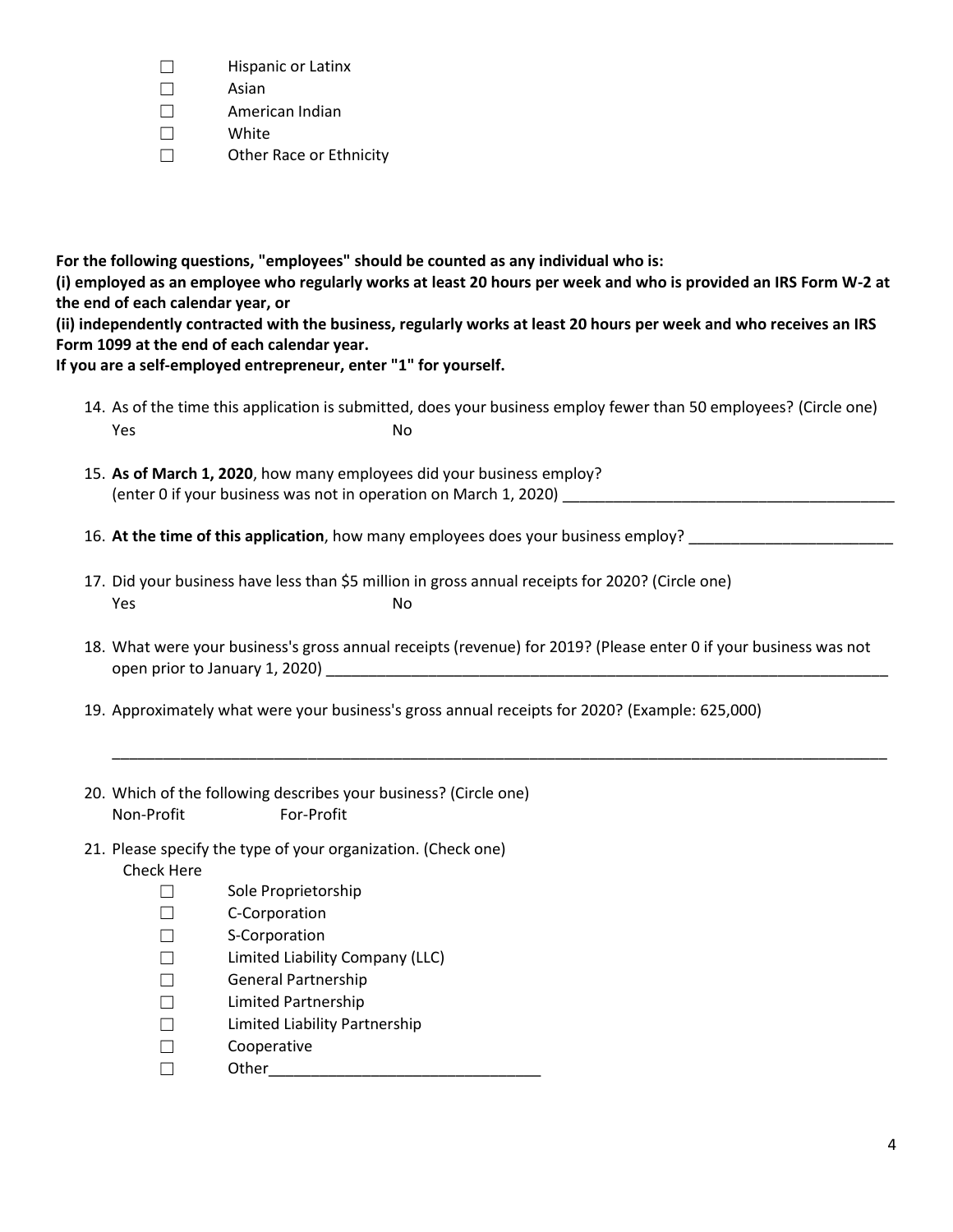- ☐ Hispanic or Latinx
- ☐ Asian
- ☐ American Indian
- ☐ White
- ☐ Other Race or Ethnicity

**For the following questions, "employees" should be counted as any individual who is:**
**(i) employed as an employee who regularly works at least 20 hours per week and who is provided an IRS Form W-2 at the end of each calendar year, or**
**(ii) independently contracted with the business, regularly works at least 20 hours per week and who receives an IRS Form 1099 at the end of each calendar year.**
**If you are a self-employed entrepreneur, enter "1" for yourself.**

14. As of the time this application is submitted, does your business employ fewer than 50 employees? (Circle one)
    Yes No

15. **As of March 1, 2020**, how many employees did your business employ?
    (enter 0 if your business was not in operation on March 1, 2020) ________________________________________

16. **At the time of this application**, how many employees does your business employ? ________________________

17. Did your business have less than $5 million in gross annual receipts for 2020? (Circle one)
    Yes No

18. What were your business's gross annual receipts (revenue) for 2019? (Please enter 0 if your business was not open prior to January 1, 2020) ____________________________________________________________________

19. Approximately what were your business's gross annual receipts for 2020? (Example: 625,000)

    ______________________________________________________________________________________________

20. Which of the following describes your business? (Circle one)
    Non-Profit For-Profit

21. Please specify the type of your organization. (Check one)
    Check Here
    - ☐ Sole Proprietorship
    - ☐ C-Corporation
    - ☐ S-Corporation
    - ☐ Limited Liability Company (LLC)
    - ☐ General Partnership
    - ☐ Limited Partnership
    - ☐ Limited Liability Partnership
    - ☐ Cooperative
    - ☐ Other________________________________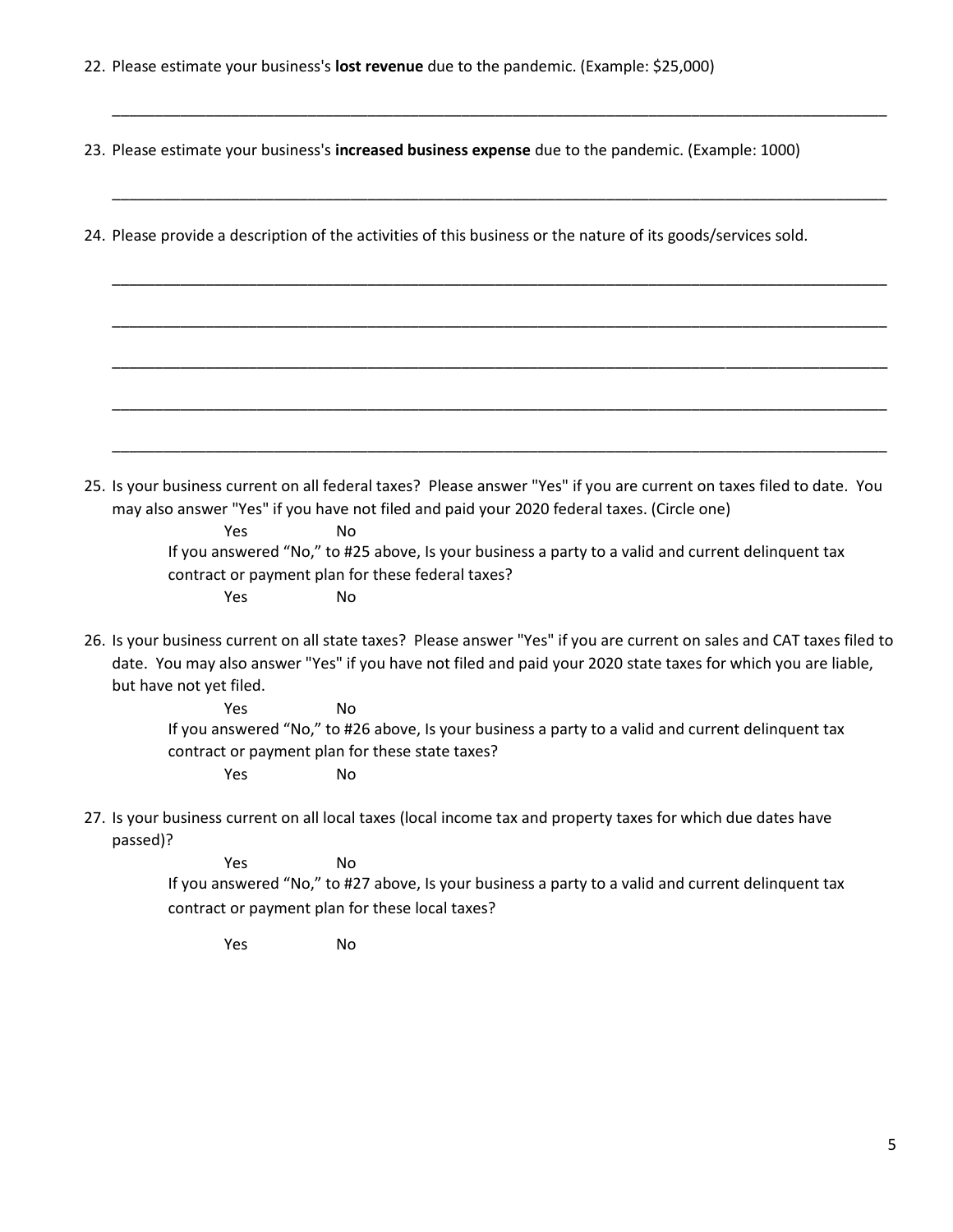22. Please estimate your business's **lost revenue** due to the pandemic. (Example: $25,000)

_______________________________________________________________________________________

23. Please estimate your business's **increased business expense** due to the pandemic. (Example: 1000)

_______________________________________________________________________________________

24. Please provide a description of the activities of this business or the nature of its goods/services sold.

_______________________________________________________________________________________

_______________________________________________________________________________________

_______________________________________________________________________________________

_______________________________________________________________________________________

_______________________________________________________________________________________

25. Is your business current on all federal taxes? Please answer "Yes" if you are current on taxes filed to date. You may also answer "Yes" if you have not filed and paid your 2020 federal taxes. (Circle one)

    Yes No

    If you answered "No," to #25 above, Is your business a party to a valid and current delinquent tax contract or payment plan for these federal taxes?

    Yes No

26. Is your business current on all state taxes? Please answer "Yes" if you are current on sales and CAT taxes filed to date. You may also answer "Yes" if you have not filed and paid your 2020 state taxes for which you are liable, but have not yet filed.

    Yes No

    If you answered "No," to #26 above, Is your business a party to a valid and current delinquent tax contract or payment plan for these state taxes?

    Yes No

27. Is your business current on all local taxes (local income tax and property taxes for which due dates have passed)?

    Yes No

    If you answered "No," to #27 above, Is your business a party to a valid and current delinquent tax contract or payment plan for these local taxes?

    Yes No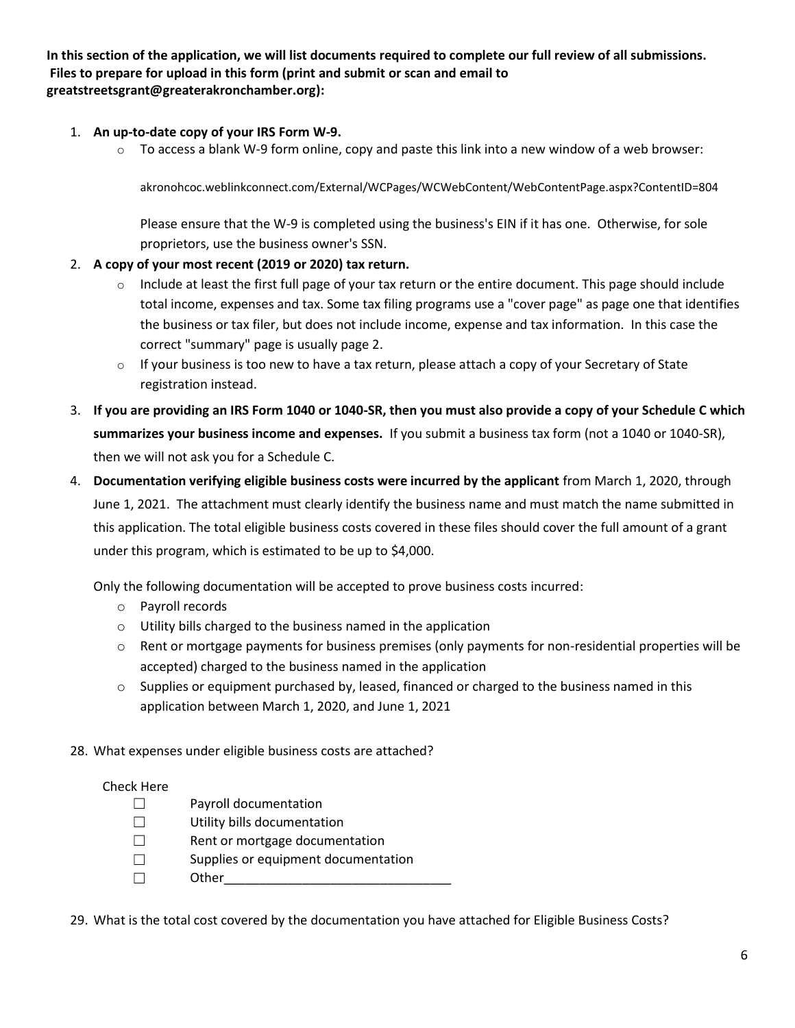**In this section of the application, we will list documents required to complete our full review of all submissions. Files to prepare for upload in this form (print and submit or scan and email to greatstreetsgrant@greaterakronchamber.org):**

1. **An up-to-date copy of your IRS Form W-9.**
   - To access a blank W-9 form online, copy and paste this link into a new window of a web browser:

     akronohcoc.weblinkconnect.com/External/WCPages/WCWebContent/WebContentPage.aspx?ContentID=804

     Please ensure that the W-9 is completed using the business's EIN if it has one. Otherwise, for sole proprietors, use the business owner's SSN.
2. **A copy of your most recent (2019 or 2020) tax return.**
   - Include at least the first full page of your tax return or the entire document. This page should include total income, expenses and tax. Some tax filing programs use a "cover page" as page one that identifies the business or tax filer, but does not include income, expense and tax information. In this case the correct "summary" page is usually page 2.
   - If your business is too new to have a tax return, please attach a copy of your Secretary of State registration instead.
3. **If you are providing an IRS Form 1040 or 1040-SR, then you must also provide a copy of your Schedule C which summarizes your business income and expenses.** If you submit a business tax form (not a 1040 or 1040-SR), then we will not ask you for a Schedule C.
4. **Documentation verifying eligible business costs were incurred by the applicant** from March 1, 2020, through June 1, 2021. The attachment must clearly identify the business name and must match the name submitted in this application. The total eligible business costs covered in these files should cover the full amount of a grant under this program, which is estimated to be up to $4,000.

   Only the following documentation will be accepted to prove business costs incurred:
   - Payroll records
   - Utility bills charged to the business named in the application
   - Rent or mortgage payments for business premises (only payments for non-residential properties will be accepted) charged to the business named in the application
   - Supplies or equipment purchased by, leased, financed or charged to the business named in this application between March 1, 2020, and June 1, 2021

28. What expenses under eligible business costs are attached?

Check Here

- ☐ Payroll documentation
- ☐ Utility bills documentation
- ☐ Rent or mortgage documentation
- ☐ Supplies or equipment documentation
- ☐ Other________________________________

29. What is the total cost covered by the documentation you have attached for Eligible Business Costs?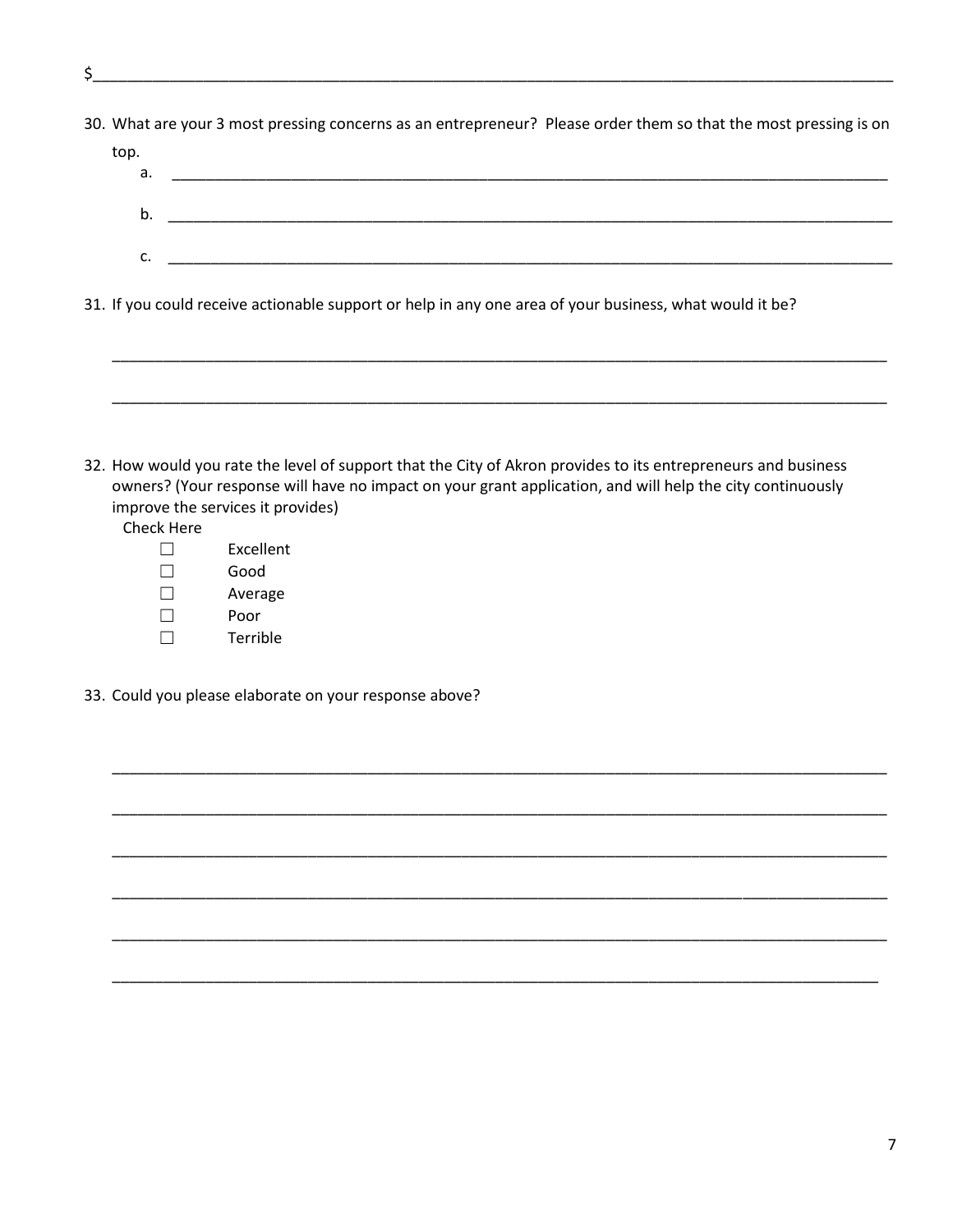$________________________________________________________________________________________

30. What are your 3 most pressing concerns as an entrepreneur? Please order them so that the most pressing is on top.
    a. ________________________________________________________________________________
    b. ________________________________________________________________________________
    c. ________________________________________________________________________________

31. If you could receive actionable support or help in any one area of your business, what would it be?

    ________________________________________________________________________________

    ________________________________________________________________________________

32. How would you rate the level of support that the City of Akron provides to its entrepreneurs and business owners? (Your response will have no impact on your grant application, and will help the city continuously improve the services it provides)

    Check Here
    - ☐ Excellent
    - ☐ Good
    - ☐ Average
    - ☐ Poor
    - ☐ Terrible

33. Could you please elaborate on your response above?

    ________________________________________________________________________________

    ________________________________________________________________________________

    ________________________________________________________________________________

    ________________________________________________________________________________

    ________________________________________________________________________________

    ________________________________________________________________________________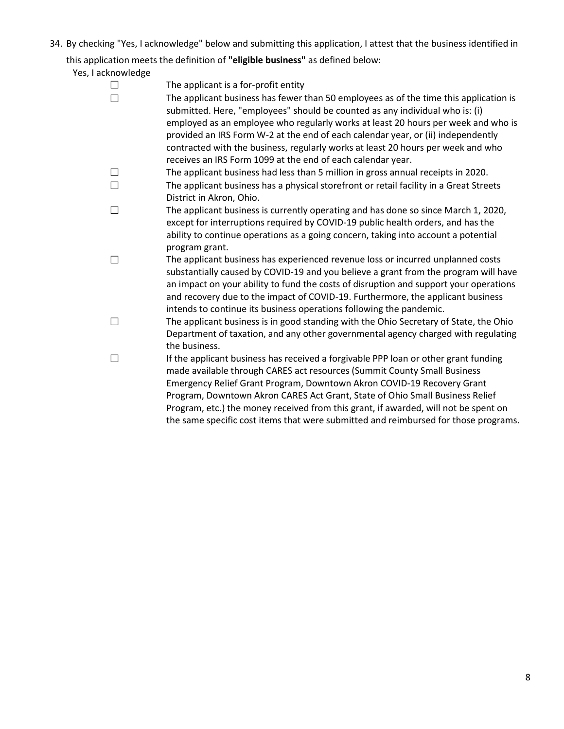34. By checking "Yes, I acknowledge" below and submitting this application, I attest that the business identified in this application meets the definition of **"eligible business"** as defined below:

Yes, I acknowledge

- ☐ The applicant is a for-profit entity
- ☐ The applicant business has fewer than 50 employees as of the time this application is submitted. Here, "employees" should be counted as any individual who is: (i) employed as an employee who regularly works at least 20 hours per week and who is provided an IRS Form W-2 at the end of each calendar year, or (ii) independently contracted with the business, regularly works at least 20 hours per week and who receives an IRS Form 1099 at the end of each calendar year.
- ☐ The applicant business had less than 5 million in gross annual receipts in 2020.
- ☐ The applicant business has a physical storefront or retail facility in a Great Streets District in Akron, Ohio.
- ☐ The applicant business is currently operating and has done so since March 1, 2020, except for interruptions required by COVID-19 public health orders, and has the ability to continue operations as a going concern, taking into account a potential program grant.
- ☐ The applicant business has experienced revenue loss or incurred unplanned costs substantially caused by COVID-19 and you believe a grant from the program will have an impact on your ability to fund the costs of disruption and support your operations and recovery due to the impact of COVID-19. Furthermore, the applicant business intends to continue its business operations following the pandemic.
- ☐ The applicant business is in good standing with the Ohio Secretary of State, the Ohio Department of taxation, and any other governmental agency charged with regulating the business.
- ☐ If the applicant business has received a forgivable PPP loan or other grant funding made available through CARES act resources (Summit County Small Business Emergency Relief Grant Program, Downtown Akron COVID-19 Recovery Grant Program, Downtown Akron CARES Act Grant, State of Ohio Small Business Relief Program, etc.) the money received from this grant, if awarded, will not be spent on the same specific cost items that were submitted and reimbursed for those programs.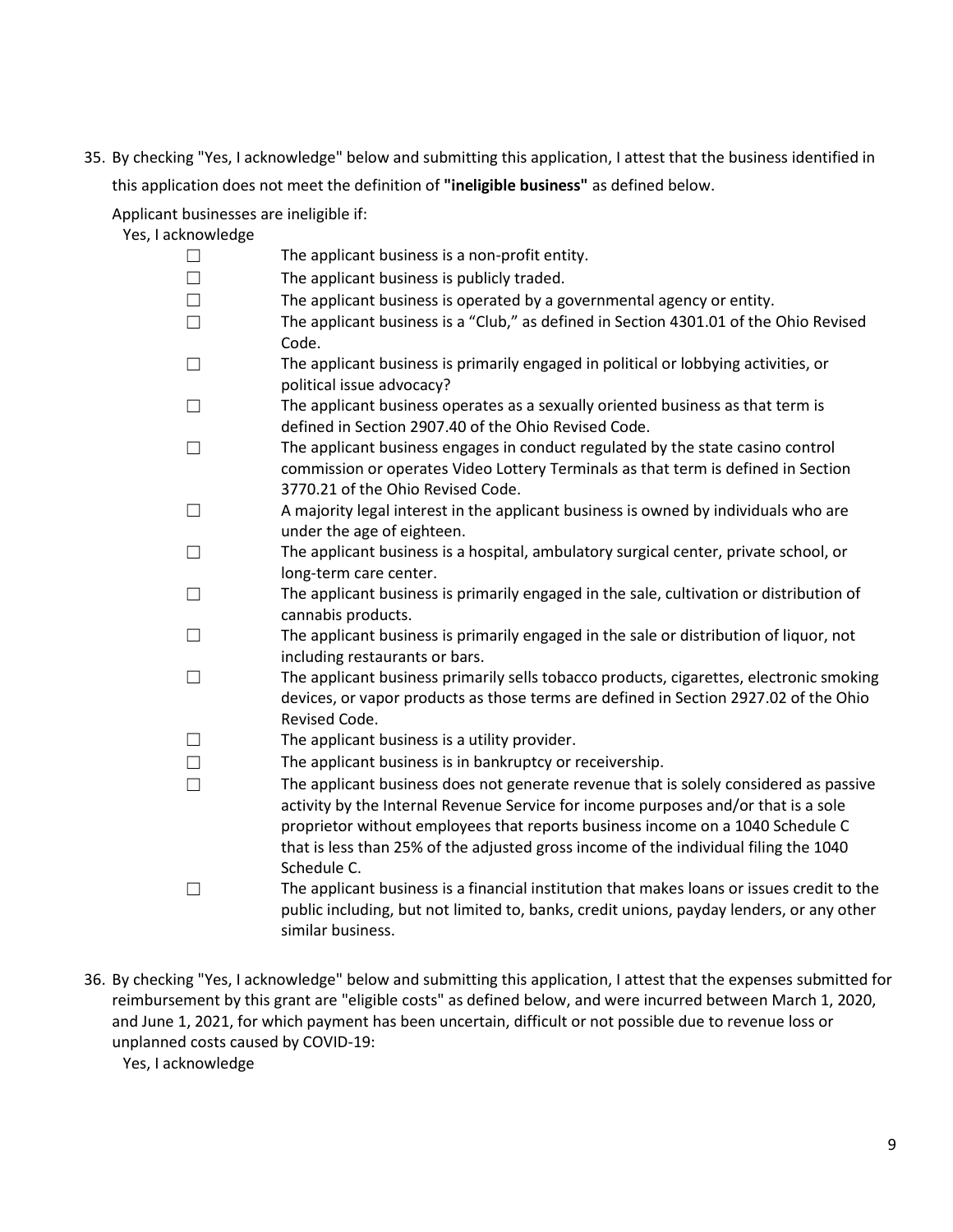35. By checking "Yes, I acknowledge" below and submitting this application, I attest that the business identified in this application does not meet the definition of **"ineligible business"** as defined below.

    Applicant businesses are ineligible if:

    Yes, I acknowledge

    - ☐ The applicant business is a non-profit entity.
    - ☐ The applicant business is publicly traded.
    - ☐ The applicant business is operated by a governmental agency or entity.
    - ☐ The applicant business is a "Club," as defined in Section 4301.01 of the Ohio Revised Code.
    - ☐ The applicant business is primarily engaged in political or lobbying activities, or political issue advocacy?
    - ☐ The applicant business operates as a sexually oriented business as that term is defined in Section 2907.40 of the Ohio Revised Code.
    - ☐ The applicant business engages in conduct regulated by the state casino control commission or operates Video Lottery Terminals as that term is defined in Section 3770.21 of the Ohio Revised Code.
    - ☐ A majority legal interest in the applicant business is owned by individuals who are under the age of eighteen.
    - ☐ The applicant business is a hospital, ambulatory surgical center, private school, or long-term care center.
    - ☐ The applicant business is primarily engaged in the sale, cultivation or distribution of cannabis products.
    - ☐ The applicant business is primarily engaged in the sale or distribution of liquor, not including restaurants or bars.
    - ☐ The applicant business primarily sells tobacco products, cigarettes, electronic smoking devices, or vapor products as those terms are defined in Section 2927.02 of the Ohio Revised Code.
    - ☐ The applicant business is a utility provider.
    - ☐ The applicant business is in bankruptcy or receivership.
    - ☐ The applicant business does not generate revenue that is solely considered as passive activity by the Internal Revenue Service for income purposes and/or that is a sole proprietor without employees that reports business income on a 1040 Schedule C that is less than 25% of the adjusted gross income of the individual filing the 1040 Schedule C.
    - ☐ The applicant business is a financial institution that makes loans or issues credit to the public including, but not limited to, banks, credit unions, payday lenders, or any other similar business.

36. By checking "Yes, I acknowledge" below and submitting this application, I attest that the expenses submitted for reimbursement by this grant are "eligible costs" as defined below, and were incurred between March 1, 2020, and June 1, 2021, for which payment has been uncertain, difficult or not possible due to revenue loss or unplanned costs caused by COVID-19:

    Yes, I acknowledge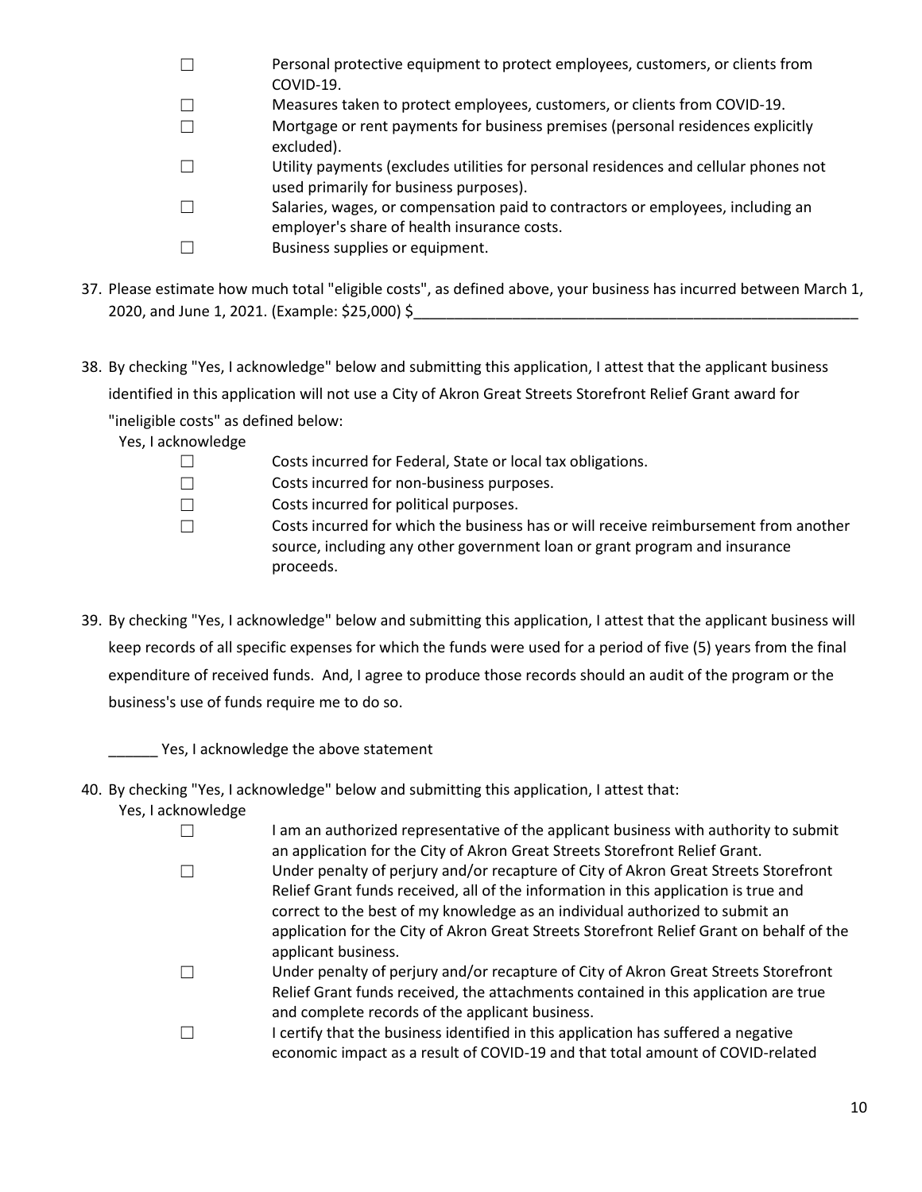- ☐ Personal protective equipment to protect employees, customers, or clients from COVID-19.
- ☐ Measures taken to protect employees, customers, or clients from COVID-19.
- ☐ Mortgage or rent payments for business premises (personal residences explicitly excluded).
- ☐ Utility payments (excludes utilities for personal residences and cellular phones not used primarily for business purposes).
- ☐ Salaries, wages, or compensation paid to contractors or employees, including an employer's share of health insurance costs.
- ☐ Business supplies or equipment.

37. Please estimate how much total "eligible costs", as defined above, your business has incurred between March 1, 2020, and June 1, 2021. (Example: $25,000) $_______________________________________________________

38. By checking "Yes, I acknowledge" below and submitting this application, I attest that the applicant business identified in this application will not use a City of Akron Great Streets Storefront Relief Grant award for "ineligible costs" as defined below:

    Yes, I acknowledge

    - ☐ Costs incurred for Federal, State or local tax obligations.
    - ☐ Costs incurred for non-business purposes.
    - ☐ Costs incurred for political purposes.
    - ☐ Costs incurred for which the business has or will receive reimbursement from another source, including any other government loan or grant program and insurance proceeds.

39. By checking "Yes, I acknowledge" below and submitting this application, I attest that the applicant business will keep records of all specific expenses for which the funds were used for a period of five (5) years from the final expenditure of received funds. And, I agree to produce those records should an audit of the program or the business's use of funds require me to do so.

    ______ Yes, I acknowledge the above statement

40. By checking "Yes, I acknowledge" below and submitting this application, I attest that:

    Yes, I acknowledge

    - ☐ I am an authorized representative of the applicant business with authority to submit an application for the City of Akron Great Streets Storefront Relief Grant.
    - ☐ Under penalty of perjury and/or recapture of City of Akron Great Streets Storefront Relief Grant funds received, all of the information in this application is true and correct to the best of my knowledge as an individual authorized to submit an application for the City of Akron Great Streets Storefront Relief Grant on behalf of the applicant business.
    - ☐ Under penalty of perjury and/or recapture of City of Akron Great Streets Storefront Relief Grant funds received, the attachments contained in this application are true and complete records of the applicant business.
    - ☐ I certify that the business identified in this application has suffered a negative economic impact as a result of COVID-19 and that total amount of COVID-related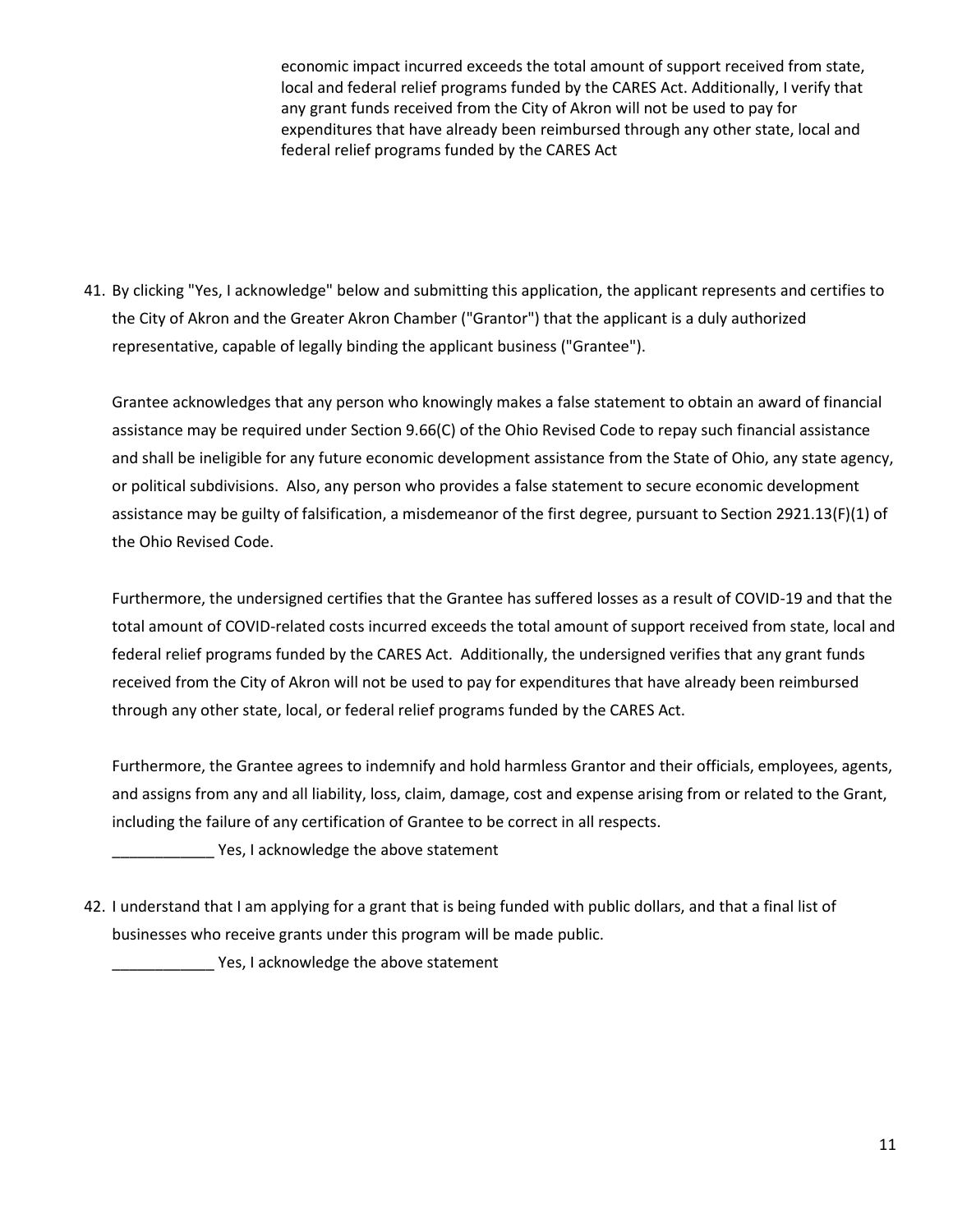economic impact incurred exceeds the total amount of support received from state, local and federal relief programs funded by the CARES Act. Additionally, I verify that any grant funds received from the City of Akron will not be used to pay for expenditures that have already been reimbursed through any other state, local and federal relief programs funded by the CARES Act

41. By clicking "Yes, I acknowledge" below and submitting this application, the applicant represents and certifies to the City of Akron and the Greater Akron Chamber ("Grantor") that the applicant is a duly authorized representative, capable of legally binding the applicant business ("Grantee").

    Grantee acknowledges that any person who knowingly makes a false statement to obtain an award of financial assistance may be required under Section 9.66(C) of the Ohio Revised Code to repay such financial assistance and shall be ineligible for any future economic development assistance from the State of Ohio, any state agency, or political subdivisions. Also, any person who provides a false statement to secure economic development assistance may be guilty of falsification, a misdemeanor of the first degree, pursuant to Section 2921.13(F)(1) of the Ohio Revised Code.

    Furthermore, the undersigned certifies that the Grantee has suffered losses as a result of COVID-19 and that the total amount of COVID-related costs incurred exceeds the total amount of support received from state, local and federal relief programs funded by the CARES Act. Additionally, the undersigned verifies that any grant funds received from the City of Akron will not be used to pay for expenditures that have already been reimbursed through any other state, local, or federal relief programs funded by the CARES Act.

    Furthermore, the Grantee agrees to indemnify and hold harmless Grantor and their officials, employees, agents, and assigns from any and all liability, loss, claim, damage, cost and expense arising from or related to the Grant, including the failure of any certification of Grantee to be correct in all respects.

    ____________ Yes, I acknowledge the above statement

42. I understand that I am applying for a grant that is being funded with public dollars, and that a final list of businesses who receive grants under this program will be made public.

    ____________ Yes, I acknowledge the above statement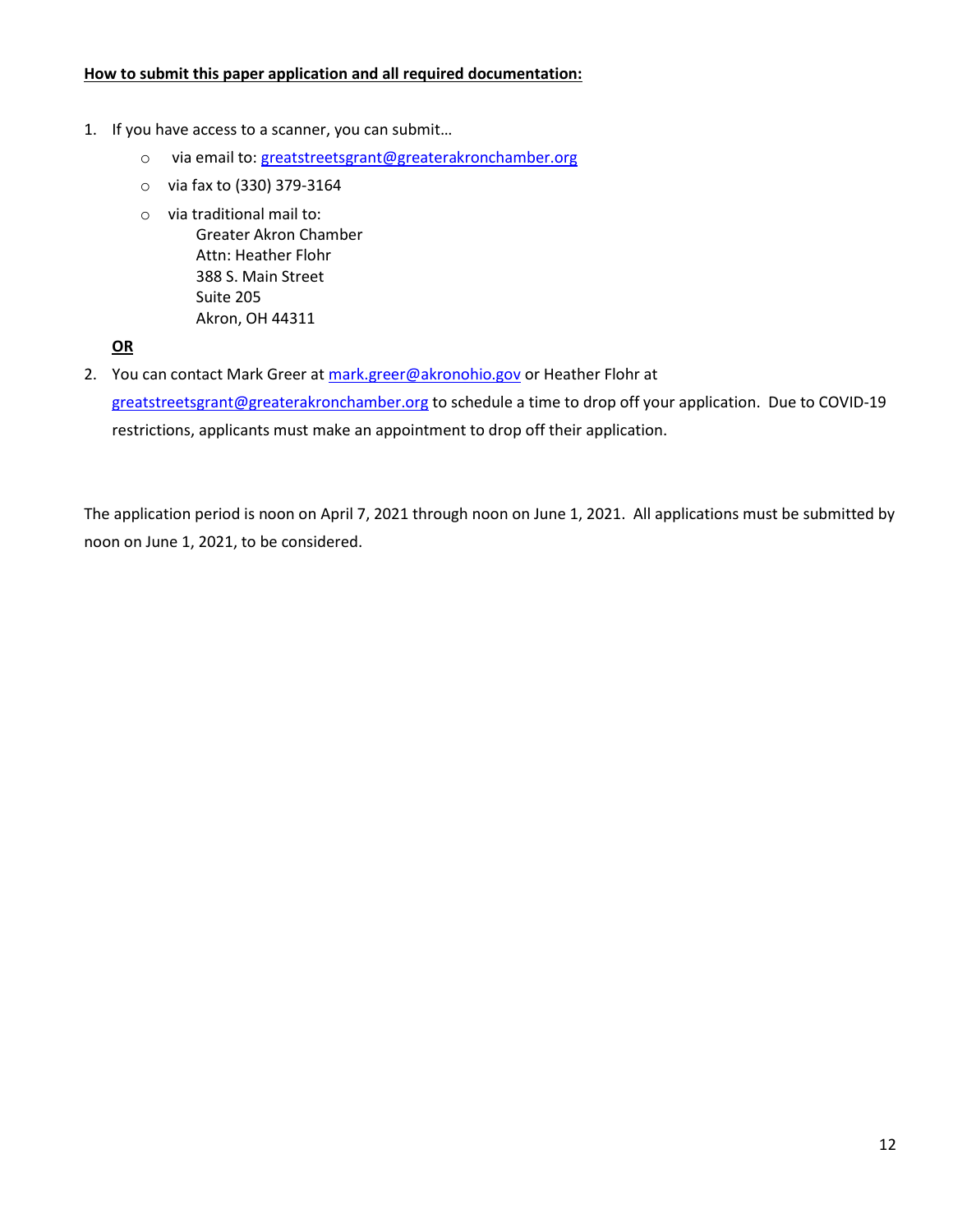**How to submit this paper application and all required documentation:**

1. If you have access to a scanner, you can submit…
   - via email to: greatstreetsgrant@greaterakronchamber.org
   - via fax to (330) 379-3164
   - via traditional mail to:
     Greater Akron Chamber
     Attn: Heather Flohr
     388 S. Main Street
     Suite 205
     Akron, OH 44311

   **OR**

2. You can contact Mark Greer at mark.greer@akronohio.gov or Heather Flohr at greatstreetsgrant@greaterakronchamber.org to schedule a time to drop off your application. Due to COVID-19 restrictions, applicants must make an appointment to drop off their application.

The application period is noon on April 7, 2021 through noon on June 1, 2021. All applications must be submitted by noon on June 1, 2021, to be considered.